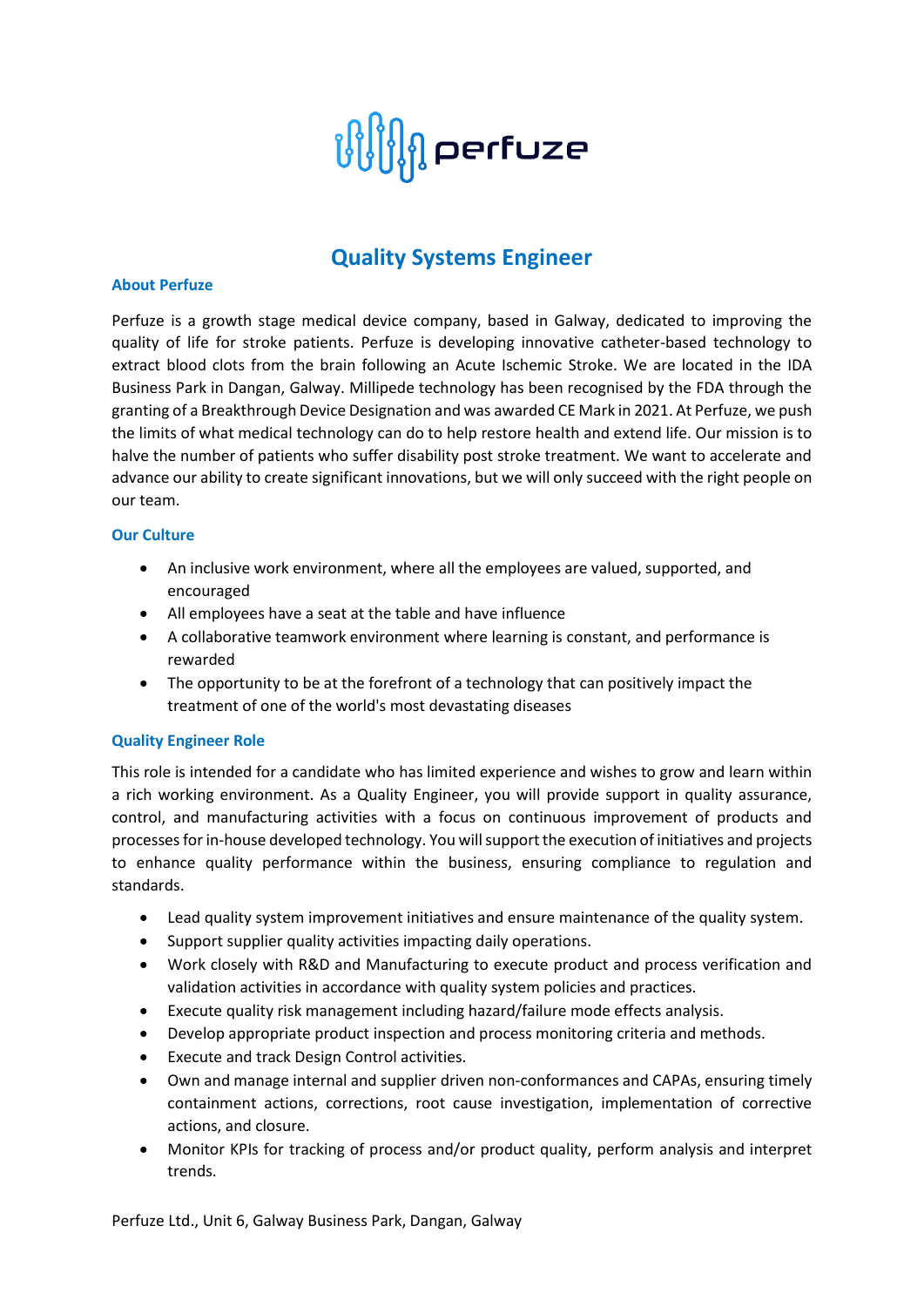# Quality Systems Engineer

## About Perfuze

Perfuze is a growth stage medical device company, based in Galway, dedicated to improving the quality of life for stroke patients. Perfuze is developing innovative catheter-based technology to extract blood clots from the brain following an Acute Ischemic Stroke. We are located in the IDA Business Park in Dangan, Galway. Millipede technology has been recognised by the FDA through the granting of a Breakthrough Device Designation and was awarded CE Mark in 2021. At Perfuze, we push the limits of what medical technology can do to help restore health and extend life. Our mission is to halve the number of patients who suffer disability post stroke treatment. We want to accelerate and advance our ability to create significant innovations, but we will only succeed with the right people on our team.

## Our Culture

- An inclusive work environment, where all the employees are valued, supported, and encouraged
- All employees have a seat at the table and have influence
- A collaborative teamwork environment where learning is constant, and performance is rewarded
- The opportunity to be at the forefront of a technology that can positively impact the treatment of one of the world's most devastating diseases

## Quality Engineer Role

This role is intended for a candidate who has limited experience and wishes to grow and learn within a rich working environment. As a Quality Engineer, you will provide support in quality assurance, control, and manufacturing activities with a focus on continuous improvement of products and processes for in-house developed technology. You will support the execution of initiatives and projects to enhance quality performance within the business, ensuring compliance to regulation and standards.

- Lead quality system improvement initiatives and ensure maintenance of the quality system.
- Support supplier quality activities impacting daily operations.
- Work closely with R&D and Manufacturing to execute product and process verification and validation activities in accordance with quality system policies and practices.
- Execute quality risk management including hazard/failure mode effects analysis.
- Develop appropriate product inspection and process monitoring criteria and methods.
- Execute and track Design Control activities.
- Own and manage internal and supplier driven non-conformances and CAPAs, ensuring timely containment actions, corrections, root cause investigation, implementation of corrective actions, and closure.
- Monitor KPIs for tracking of process and/or product quality, perform analysis and interpret trends.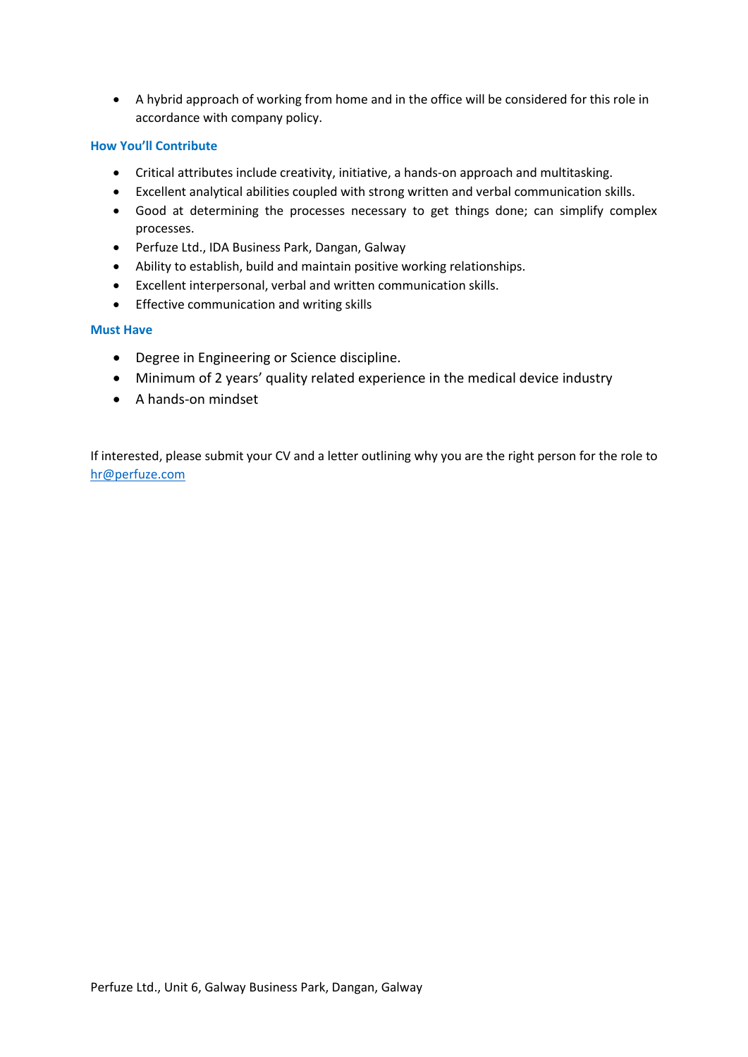- A hybrid approach of working from home and in the office will be considered for this role in accordance with company policy.

### How You'll Contribute

- Critical attributes include creativity, initiative, a hands-on approach and multitasking.
- Excellent analytical abilities coupled with strong written and verbal communication skills.
- Good at determining the processes necessary to get things done; can simplify complex processes.
- Perfuze Ltd., IDA Business Park, Dangan, Galway
- Ability to establish, build and maintain positive working relationships.
- Excellent interpersonal, verbal and written communication skills.
- Effective communication and writing skills

### Must Have

- Degree in Engineering or Science discipline.
- Minimum of 2 years' quality related experience in the medical device industry
- A hands-on mindset

If interested, please submit your CV and a letter outlining why you are the right person for the role to [hr@perfuze.com](mailto:hr@perfuze.com)

Perfuze Ltd., Unit 6, Galway Business Park, Dangan, Galway